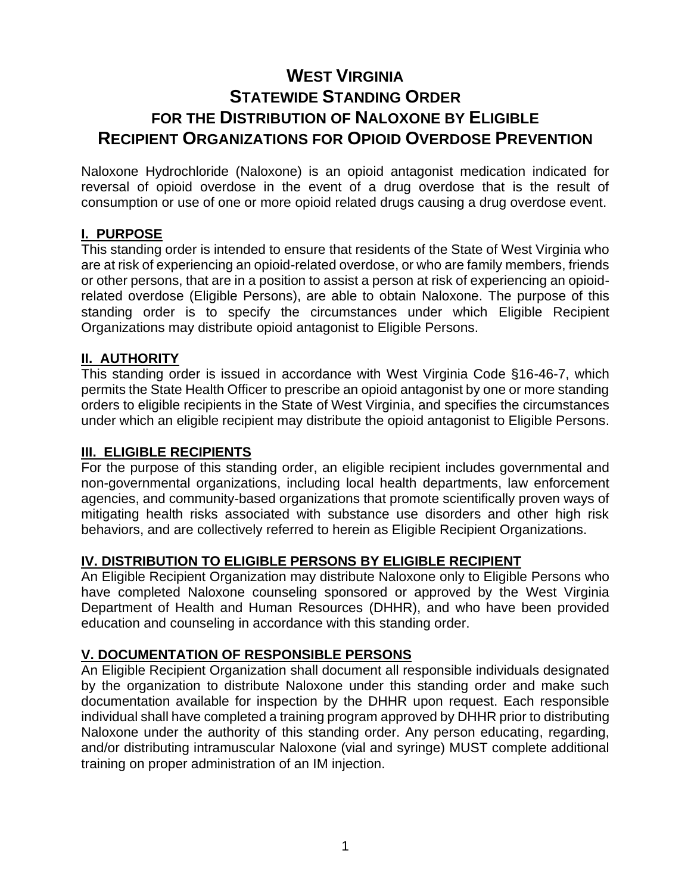# WEST VIRGINIA STATEWIDE STANDING ORDER FOR THE DISTRIBUTION OF NALOXONE BY ELIGIBLE RECIPIENT ORGANIZATIONS FOR OPIOID OVERDOSE PREVENTION

Naloxone Hydrochloride (Naloxone) is an opioid antagonist medication indicated for reversal of opioid overdose in the event of a drug overdose that is the result of consumption or use of one or more opioid related drugs causing a drug overdose event.

## I. PURPOSE

This standing order is intended to ensure that residents of the State of West Virginia who are at risk of experiencing an opioid-related overdose, or who are family members, friends or other persons, that are in a position to assist a person at risk of experiencing an opioid-related overdose (Eligible Persons), are able to obtain Naloxone. The purpose of this standing order is to specify the circumstances under which Eligible Recipient Organizations may distribute opioid antagonist to Eligible Persons.

## II. AUTHORITY

This standing order is issued in accordance with West Virginia Code §16-46-7, which permits the State Health Officer to prescribe an opioid antagonist by one or more standing orders to eligible recipients in the State of West Virginia, and specifies the circumstances under which an eligible recipient may distribute the opioid antagonist to Eligible Persons.

## III. ELIGIBLE RECIPIENTS

For the purpose of this standing order, an eligible recipient includes governmental and non-governmental organizations, including local health departments, law enforcement agencies, and community-based organizations that promote scientifically proven ways of mitigating health risks associated with substance use disorders and other high risk behaviors, and are collectively referred to herein as Eligible Recipient Organizations.

## IV. DISTRIBUTION TO ELIGIBLE PERSONS BY ELIGIBLE RECIPIENT

An Eligible Recipient Organization may distribute Naloxone only to Eligible Persons who have completed Naloxone counseling sponsored or approved by the West Virginia Department of Health and Human Resources (DHHR), and who have been provided education and counseling in accordance with this standing order.

## V. DOCUMENTATION OF RESPONSIBLE PERSONS

An Eligible Recipient Organization shall document all responsible individuals designated by the organization to distribute Naloxone under this standing order and make such documentation available for inspection by the DHHR upon request. Each responsible individual shall have completed a training program approved by DHHR prior to distributing Naloxone under the authority of this standing order. Any person educating, regarding, and/or distributing intramuscular Naloxone (vial and syringe) MUST complete additional training on proper administration of an IM injection.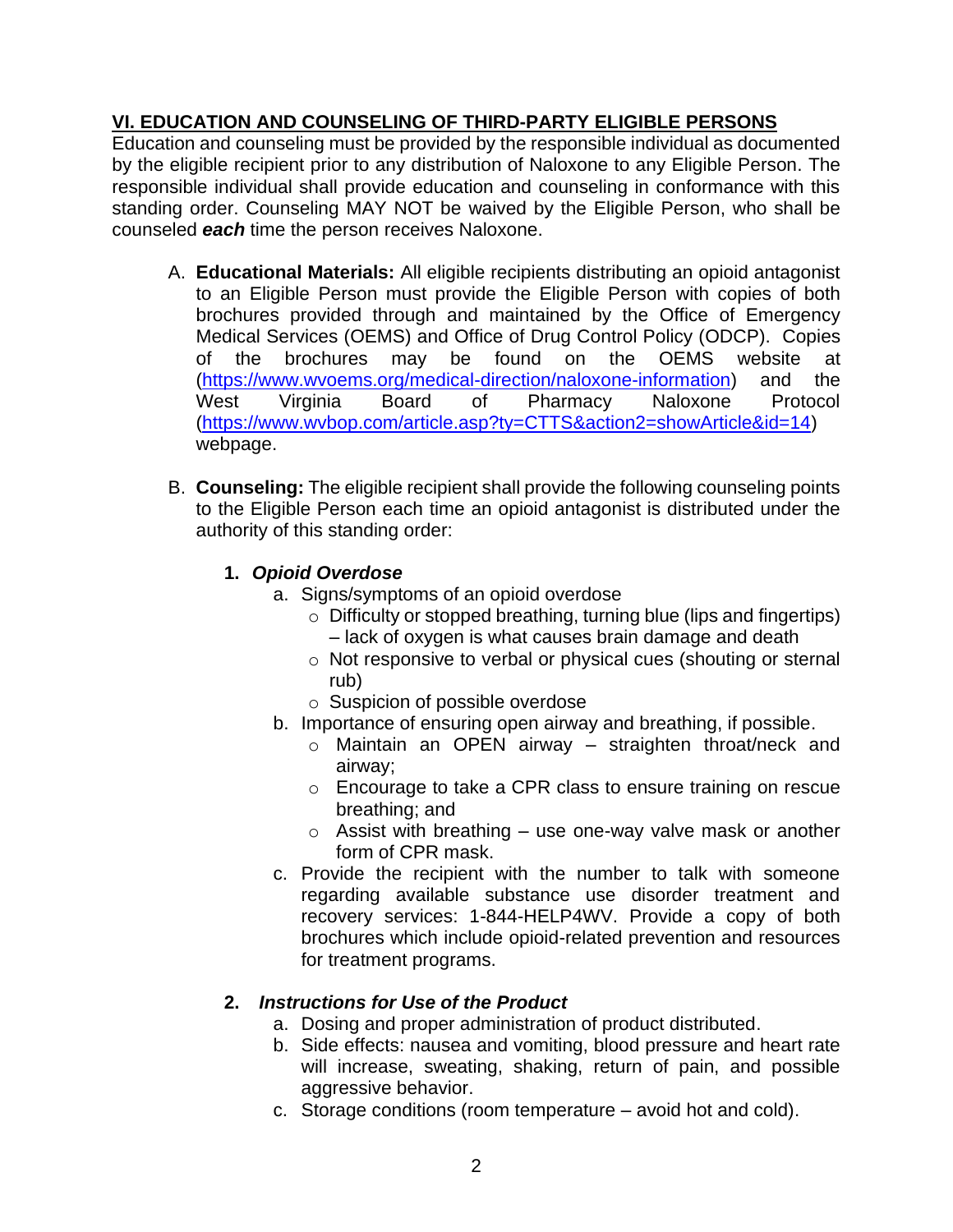## VI. EDUCATION AND COUNSELING OF THIRD-PARTY ELIGIBLE PERSONS

Education and counseling must be provided by the responsible individual as documented by the eligible recipient prior to any distribution of Naloxone to any Eligible Person. The responsible individual shall provide education and counseling in conformance with this standing order. Counseling MAY NOT be waived by the Eligible Person, who shall be counseled ***each*** time the person receives Naloxone.

A. **Educational Materials:** All eligible recipients distributing an opioid antagonist to an Eligible Person must provide the Eligible Person with copies of both brochures provided through and maintained by the Office of Emergency Medical Services (OEMS) and Office of Drug Control Policy (ODCP). Copies of the brochures may be found on the OEMS website at (https://www.wvoems.org/medical-direction/naloxone-information) and the West Virginia Board of Pharmacy Naloxone Protocol (https://www.wvbop.com/article.asp?ty=CTTS&action2=showArticle&id=14) webpage.

B. **Counseling:** The eligible recipient shall provide the following counseling points to the Eligible Person each time an opioid antagonist is distributed under the authority of this standing order:

**1. *Opioid Overdose***

a. Signs/symptoms of an opioid overdose
   - Difficulty or stopped breathing, turning blue (lips and fingertips) – lack of oxygen is what causes brain damage and death
   - Not responsive to verbal or physical cues (shouting or sternal rub)
   - Suspicion of possible overdose

b. Importance of ensuring open airway and breathing, if possible.
   - Maintain an OPEN airway – straighten throat/neck and airway;
   - Encourage to take a CPR class to ensure training on rescue breathing; and
   - Assist with breathing – use one-way valve mask or another form of CPR mask.

c. Provide the recipient with the number to talk with someone regarding available substance use disorder treatment and recovery services: 1-844-HELP4WV. Provide a copy of both brochures which include opioid-related prevention and resources for treatment programs.

**2. *Instructions for Use of the Product***

a. Dosing and proper administration of product distributed.

b. Side effects: nausea and vomiting, blood pressure and heart rate will increase, sweating, shaking, return of pain, and possible aggressive behavior.

c. Storage conditions (room temperature – avoid hot and cold).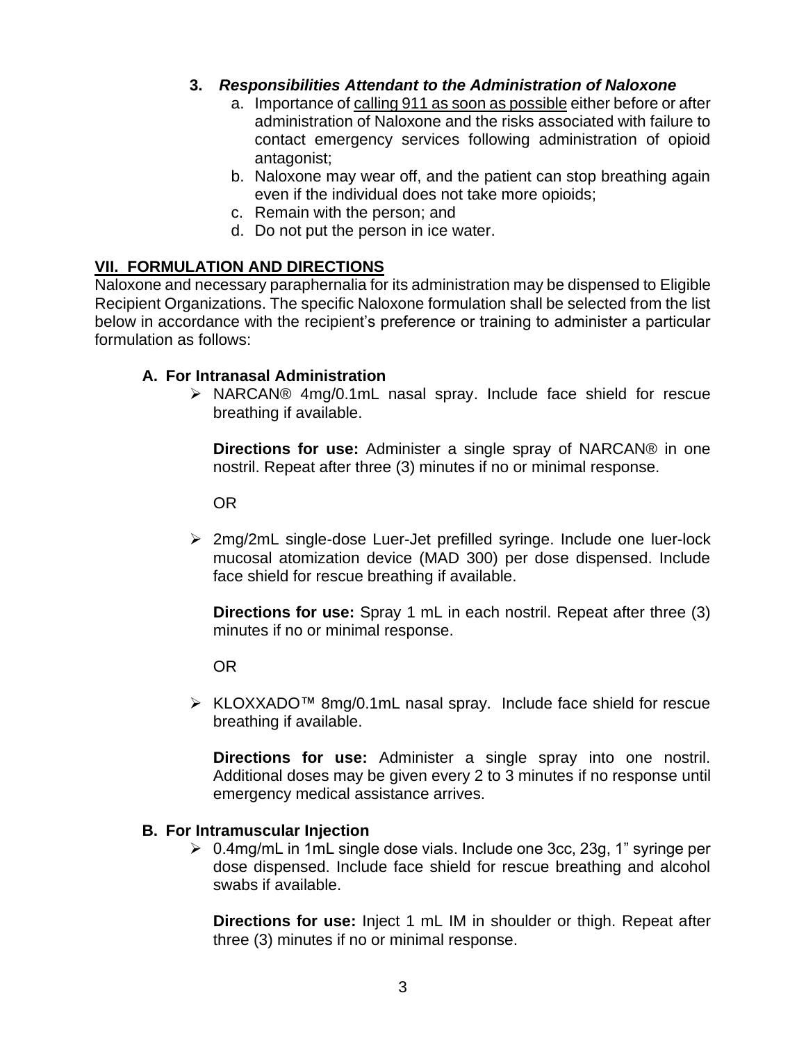**3.** ***Responsibilities Attendant to the Administration of Naloxone***

a. Importance of calling 911 as soon as possible either before or after administration of Naloxone and the risks associated with failure to contact emergency services following administration of opioid antagonist;
b. Naloxone may wear off, and the patient can stop breathing again even if the individual does not take more opioids;
c. Remain with the person; and
d. Do not put the person in ice water.

## VII. FORMULATION AND DIRECTIONS

Naloxone and necessary paraphernalia for its administration may be dispensed to Eligible Recipient Organizations. The specific Naloxone formulation shall be selected from the list below in accordance with the recipient's preference or training to administer a particular formulation as follows:

### A. For Intranasal Administration

- NARCAN® 4mg/0.1mL nasal spray. Include face shield for rescue breathing if available.

  **Directions for use:** Administer a single spray of NARCAN® in one nostril. Repeat after three (3) minutes if no or minimal response.

  OR

- 2mg/2mL single-dose Luer-Jet prefilled syringe. Include one luer-lock mucosal atomization device (MAD 300) per dose dispensed. Include face shield for rescue breathing if available.

  **Directions for use:** Spray 1 mL in each nostril. Repeat after three (3) minutes if no or minimal response.

  OR

- KLOXXADO™ 8mg/0.1mL nasal spray. Include face shield for rescue breathing if available.

  **Directions for use:** Administer a single spray into one nostril. Additional doses may be given every 2 to 3 minutes if no response until emergency medical assistance arrives.

### B. For Intramuscular Injection

- 0.4mg/mL in 1mL single dose vials. Include one 3cc, 23g, 1" syringe per dose dispensed. Include face shield for rescue breathing and alcohol swabs if available.

  **Directions for use:** Inject 1 mL IM in shoulder or thigh. Repeat after three (3) minutes if no or minimal response.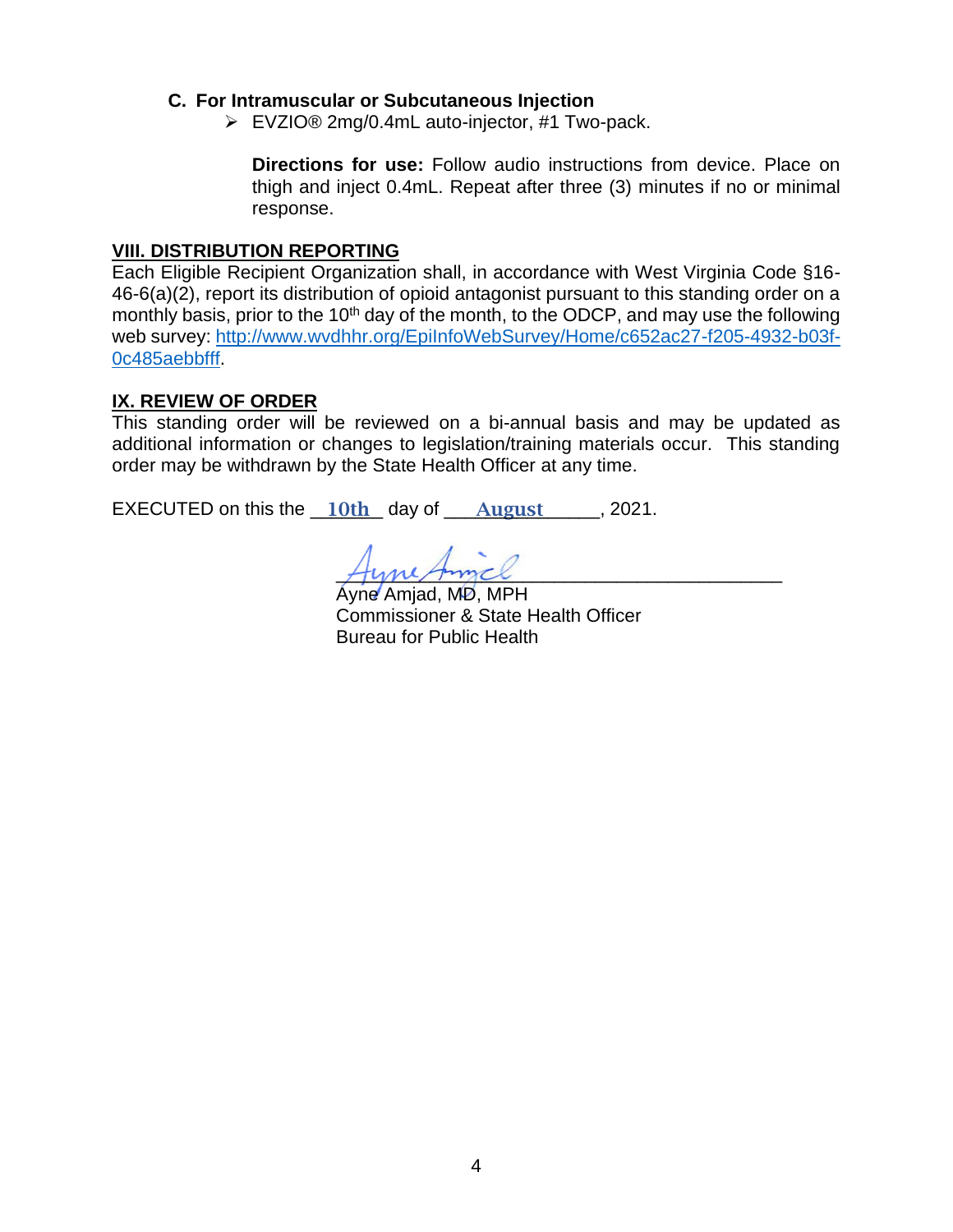### C. For Intramuscular or Subcutaneous Injection

- EVZIO® 2mg/0.4mL auto-injector, #1 Two-pack.

  **Directions for use:** Follow audio instructions from device. Place on thigh and inject 0.4mL. Repeat after three (3) minutes if no or minimal response.

## VIII. DISTRIBUTION REPORTING

Each Eligible Recipient Organization shall, in accordance with West Virginia Code §16-46-6(a)(2), report its distribution of opioid antagonist pursuant to this standing order on a monthly basis, prior to the 10th day of the month, to the ODCP, and may use the following web survey: http://www.wvdhhr.org/EpiInfoWebSurvey/Home/c652ac27-f205-4932-b03f-0c485aebbfff.

## IX. REVIEW OF ORDER

This standing order will be reviewed on a bi-annual basis and may be updated as additional information or changes to legislation/training materials occur. This standing order may be withdrawn by the State Health Officer at any time.

EXECUTED on this the 10th day of August, 2021.

Ayne Amjad, MD, MPH
Commissioner & State Health Officer
Bureau for Public Health